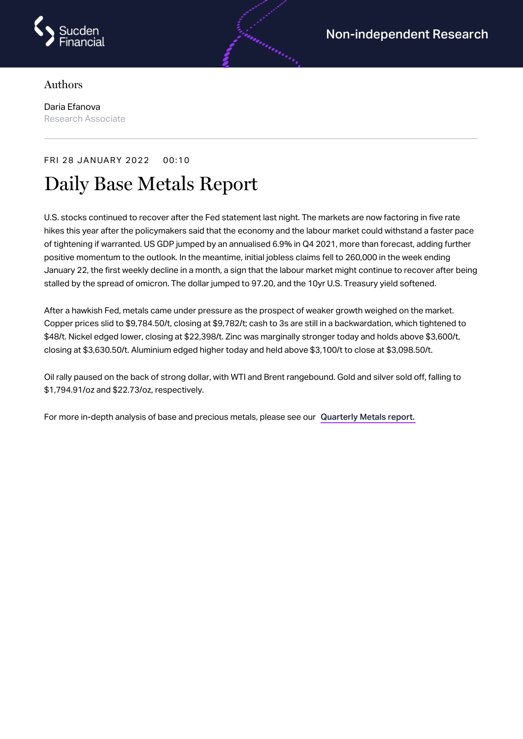Sucden Financial

Non-independent Research

Authors

Daria Efanova
Research Associate

FRI 28 JANUARY 2022 00:10

# Daily Base Metals Report

U.S. stocks continued to recover after the Fed statement last night. The markets are now factoring in five rate hikes this year after the policymakers said that the economy and the labour market could withstand a faster pace of tightening if warranted. US GDP jumped by an annualised 6.9% in Q4 2021, more than forecast, adding further positive momentum to the outlook. In the meantime, initial jobless claims fell to 260,000 in the week ending January 22, the first weekly decline in a month, a sign that the labour market might continue to recover after being stalled by the spread of omicron. The dollar jumped to 97.20, and the 10yr U.S. Treasury yield softened.

After a hawkish Fed, metals came under pressure as the prospect of weaker growth weighed on the market. Copper prices slid to $9,784.50/t, closing at $9,782/t; cash to 3s are still in a backwardation, which tightened to $48/t. Nickel edged lower, closing at $22,398/t. Zinc was marginally stronger today and holds above $3,600/t, closing at $3,630.50/t. Aluminium edged higher today and held above $3,100/t to close at $3,098.50/t.

Oil rally paused on the back of strong dollar, with WTI and Brent rangebound. Gold and silver sold off, falling to $1,794.91/oz and $22.73/oz, respectively.

For more in-depth analysis of base and precious metals, please see our **Quarterly Metals report.**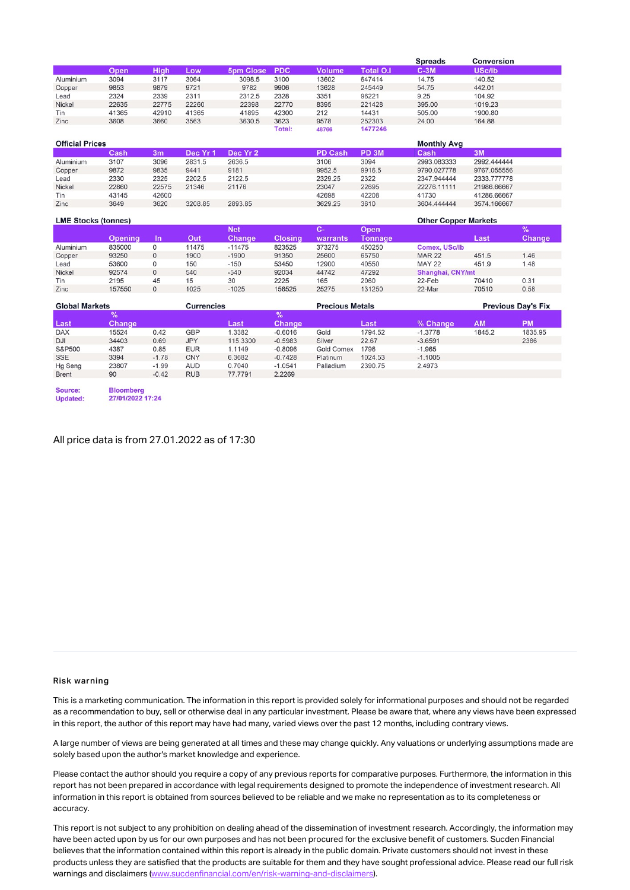| | Open | High | Low | 5pm Close | PDC | Volume | Total O.I | Spreads C-3M | Conversion USc/lb |
|---|---|---|---|---|---|---|---|---|---|
| Aluminium | 3094 | 3117 | 3064 | 3098.5 | 3100 | 13602 | 647414 | 14.75 | 140.52 |
| Copper | 9853 | 9879 | 9721 | 9782 | 9906 | 13628 | 245449 | 54.75 | 442.01 |
| Lead | 2324 | 2339 | 2311 | 2312.5 | 2328 | 3351 | 96221 | 9.25 | 104.92 |
| Nickel | 22635 | 22775 | 22260 | 22398 | 22770 | 8395 | 221428 | 395.00 | 1019.23 |
| Tin | 41365 | 42910 | 41365 | 41895 | 42300 | 212 | 14431 | 505.00 | 1900.80 |
| Zinc | 3608 | 3660 | 3563 | 3630.5 | 3623 | 9578 | 252303 | 24.00 | 164.88 |
| | | | | | Total: | 48766 | 1477246 | | |

**Official Prices**

| | Cash | 3m | Dec Yr 1 | Dec Yr 2 | PD Cash | PD 3M | Monthly Avg Cash | Monthly Avg 3M |
|---|---|---|---|---|---|---|---|---|
| Aluminium | 3107 | 3096 | 2831.5 | 2636.5 | 3106 | 3094 | 2993.083333 | 2992.444444 |
| Copper | 9872 | 9835 | 9441 | 9181 | 9952.5 | 9916.5 | 9790.027778 | 9767.055556 |
| Lead | 2330 | 2325 | 2202.5 | 2122.5 | 2329.25 | 2322 | 2347.944444 | 2333.777778 |
| Nickel | 22860 | 22575 | 21346 | 21176 | 23047 | 22695 | 22276.11111 | 21986.66667 |
| Tin | 43145 | 42600 | | | 42698 | 42208 | 41730 | 41286.66667 |
| Zinc | 3649 | 3620 | 3208.85 | 2893.85 | 3629.25 | 3610 | 3604.444444 | 3574.166667 |

**LME Stocks (tonnes)**

| | Opening | In | Out | Net Change | Closing | C-warrants | Open Tonnage |
|---|---|---|---|---|---|---|---|
| Aluminium | 835000 | 0 | 11475 | -11475 | 823525 | 373275 | 450250 |
| Copper | 93250 | 0 | 1900 | -1900 | 91350 | 25600 | 65750 |
| Lead | 53600 | 0 | 150 | -150 | 53450 | 12900 | 40550 |
| Nickel | 92574 | 0 | 540 | -540 | 92034 | 44742 | 47292 |
| Tin | 2195 | 45 | 15 | 30 | 2225 | 165 | 2060 |
| Zinc | 157550 | 0 | 1025 | -1025 | 156525 | 25275 | 131250 |

**Other Copper Markets**

| | Last | % Change |
|---|---|---|
| Comex, USc/lb | | |
| MAR 22 | 451.5 | 1.46 |
| MAY 22 | 451.9 | 1.48 |
| Shanghai, CNY/mt | | |
| 22-Feb | 70410 | 0.31 |
| 22-Mar | 70510 | 0.58 |

**Global Markets**

| | Last | % Change |
|---|---|---|
| DAX | 15524 | 0.42 |
| DJI | 34403 | 0.69 |
| S&P500 | 4387 | 0.85 |
| SSE | 3394 | -1.78 |
| Hg Seng | 23807 | -1.99 |
| Brent | 90 | -0.42 |

**Currencies**

| | Last | % Change |
|---|---|---|
| GBP | 1.3382 | -0.6016 |
| JPY | 115.3300 | -0.5983 |
| EUR | 1.1149 | -0.8096 |
| CNY | 6.3682 | -0.7428 |
| AUD | 0.7040 | -1.0541 |
| RUB | 77.7791 | 2.2269 |

**Precious Metals**

| | Last | % Change | Previous Day's Fix AM | Previous Day's Fix PM |
|---|---|---|---|---|
| Gold | 1794.52 | -1.3778 | 1845.2 | 1835.95 |
| Silver | 22.67 | -3.6591 | | 2386 |
| Gold Comex | 1796 | -1.965 | | |
| Platinum | 1024.53 | -1.1005 | | |
| Palladium | 2390.75 | 2.4973 | | |

Source: Bloomberg
Updated: 27/01/2022 17:24

All price data is from 27.01.2022 as of 17:30

## Risk warning

This is a marketing communication. The information in this report is provided solely for informational purposes and should not be regarded as a recommendation to buy, sell or otherwise deal in any particular investment. Please be aware that, where any views have been expressed in this report, the author of this report may have had many, varied views over the past 12 months, including contrary views.

A large number of views are being generated at all times and these may change quickly. Any valuations or underlying assumptions made are solely based upon the author's market knowledge and experience.

Please contact the author should you require a copy of any previous reports for comparative purposes. Furthermore, the information in this report has not been prepared in accordance with legal requirements designed to promote the independence of investment research. All information in this report is obtained from sources believed to be reliable and we make no representation as to its completeness or accuracy.

This report is not subject to any prohibition on dealing ahead of the dissemination of investment research. Accordingly, the information may have been acted upon by us for our own purposes and has not been procured for the exclusive benefit of customers. Sucden Financial believes that the information contained within this report is already in the public domain. Private customers should not invest in these products unless they are satisfied that the products are suitable for them and they have sought professional advice. Please read our full risk warnings and disclaimers (www.sucdenfinancial.com/en/risk-warning-and-disclaimers).